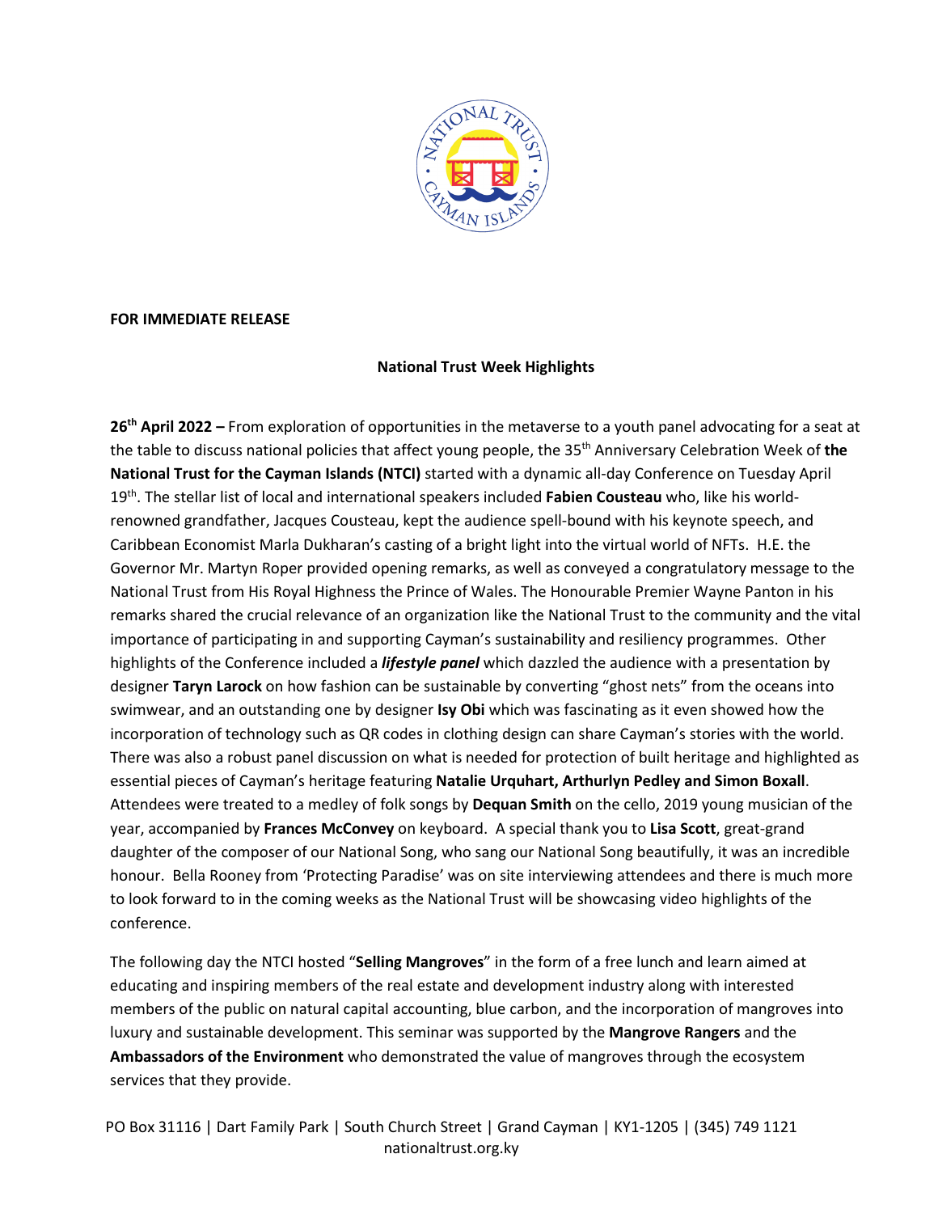**FOR IMMEDIATE RELEASE**

**National Trust Week Highlights**

**26th April 2022 –** From exploration of opportunities in the metaverse to a youth panel advocating for a seat at the table to discuss national policies that affect young people, the 35th Anniversary Celebration Week of **the National Trust for the Cayman Islands (NTCI)** started with a dynamic all-day Conference on Tuesday April 19th. The stellar list of local and international speakers included **Fabien Cousteau** who, like his world-renowned grandfather, Jacques Cousteau, kept the audience spell-bound with his keynote speech, and Caribbean Economist Marla Dukharan's casting of a bright light into the virtual world of NFTs. H.E. the Governor Mr. Martyn Roper provided opening remarks, as well as conveyed a congratulatory message to the National Trust from His Royal Highness the Prince of Wales. The Honourable Premier Wayne Panton in his remarks shared the crucial relevance of an organization like the National Trust to the community and the vital importance of participating in and supporting Cayman's sustainability and resiliency programmes. Other highlights of the Conference included a ***lifestyle panel*** which dazzled the audience with a presentation by designer **Taryn Larock** on how fashion can be sustainable by converting "ghost nets" from the oceans into swimwear, and an outstanding one by designer **Isy Obi** which was fascinating as it even showed how the incorporation of technology such as QR codes in clothing design can share Cayman's stories with the world. There was also a robust panel discussion on what is needed for protection of built heritage and highlighted as essential pieces of Cayman's heritage featuring **Natalie Urquhart, Arthurlyn Pedley and Simon Boxall**. Attendees were treated to a medley of folk songs by **Dequan Smith** on the cello, 2019 young musician of the year, accompanied by **Frances McConvey** on keyboard. A special thank you to **Lisa Scott**, great-grand daughter of the composer of our National Song, who sang our National Song beautifully, it was an incredible honour. Bella Rooney from 'Protecting Paradise' was on site interviewing attendees and there is much more to look forward to in the coming weeks as the National Trust will be showcasing video highlights of the conference.

The following day the NTCI hosted "**Selling Mangroves**" in the form of a free lunch and learn aimed at educating and inspiring members of the real estate and development industry along with interested members of the public on natural capital accounting, blue carbon, and the incorporation of mangroves into luxury and sustainable development. This seminar was supported by the **Mangrove Rangers** and the **Ambassadors of the Environment** who demonstrated the value of mangroves through the ecosystem services that they provide.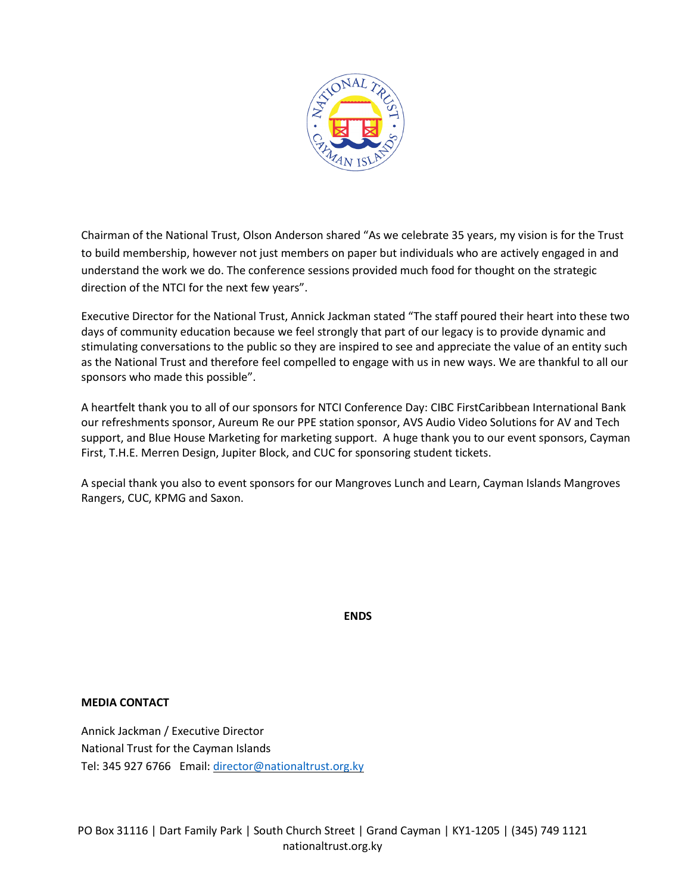Chairman of the National Trust, Olson Anderson shared "As we celebrate 35 years, my vision is for the Trust to build membership, however not just members on paper but individuals who are actively engaged in and understand the work we do. The conference sessions provided much food for thought on the strategic direction of the NTCI for the next few years".

Executive Director for the National Trust, Annick Jackman stated "The staff poured their heart into these two days of community education because we feel strongly that part of our legacy is to provide dynamic and stimulating conversations to the public so they are inspired to see and appreciate the value of an entity such as the National Trust and therefore feel compelled to engage with us in new ways. We are thankful to all our sponsors who made this possible".

A heartfelt thank you to all of our sponsors for NTCI Conference Day: CIBC FirstCaribbean International Bank our refreshments sponsor, Aureum Re our PPE station sponsor, AVS Audio Video Solutions for AV and Tech support, and Blue House Marketing for marketing support. A huge thank you to our event sponsors, Cayman First, T.H.E. Merren Design, Jupiter Block, and CUC for sponsoring student tickets.

A special thank you also to event sponsors for our Mangroves Lunch and Learn, Cayman Islands Mangroves Rangers, CUC, KPMG and Saxon.

**ENDS**

**MEDIA CONTACT**

Annick Jackman / Executive Director
National Trust for the Cayman Islands
Tel: 345 927 6766 Email: director@nationaltrust.org.ky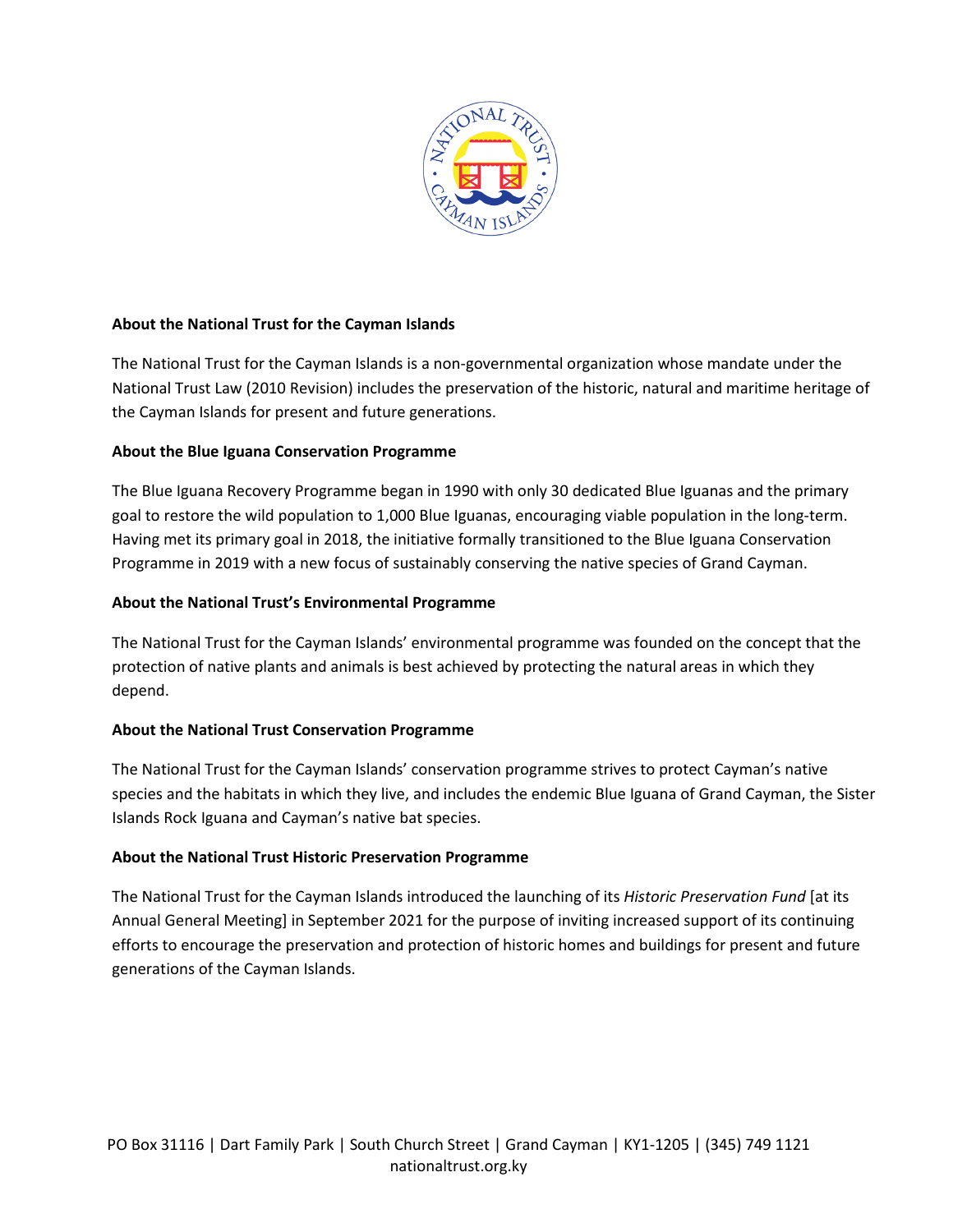**About the National Trust for the Cayman Islands**

The National Trust for the Cayman Islands is a non-governmental organization whose mandate under the National Trust Law (2010 Revision) includes the preservation of the historic, natural and maritime heritage of the Cayman Islands for present and future generations.

**About the Blue Iguana Conservation Programme**

The Blue Iguana Recovery Programme began in 1990 with only 30 dedicated Blue Iguanas and the primary goal to restore the wild population to 1,000 Blue Iguanas, encouraging viable population in the long-term. Having met its primary goal in 2018, the initiative formally transitioned to the Blue Iguana Conservation Programme in 2019 with a new focus of sustainably conserving the native species of Grand Cayman.

**About the National Trust's Environmental Programme**

The National Trust for the Cayman Islands' environmental programme was founded on the concept that the protection of native plants and animals is best achieved by protecting the natural areas in which they depend.

**About the National Trust Conservation Programme**

The National Trust for the Cayman Islands' conservation programme strives to protect Cayman's native species and the habitats in which they live, and includes the endemic Blue Iguana of Grand Cayman, the Sister Islands Rock Iguana and Cayman's native bat species.

**About the National Trust Historic Preservation Programme**

The National Trust for the Cayman Islands introduced the launching of its *Historic Preservation Fund* [at its Annual General Meeting] in September 2021 for the purpose of inviting increased support of its continuing efforts to encourage the preservation and protection of historic homes and buildings for present and future generations of the Cayman Islands.

PO Box 31116 | Dart Family Park | South Church Street | Grand Cayman | KY1-1205 | (345) 749 1121
nationaltrust.org.ky